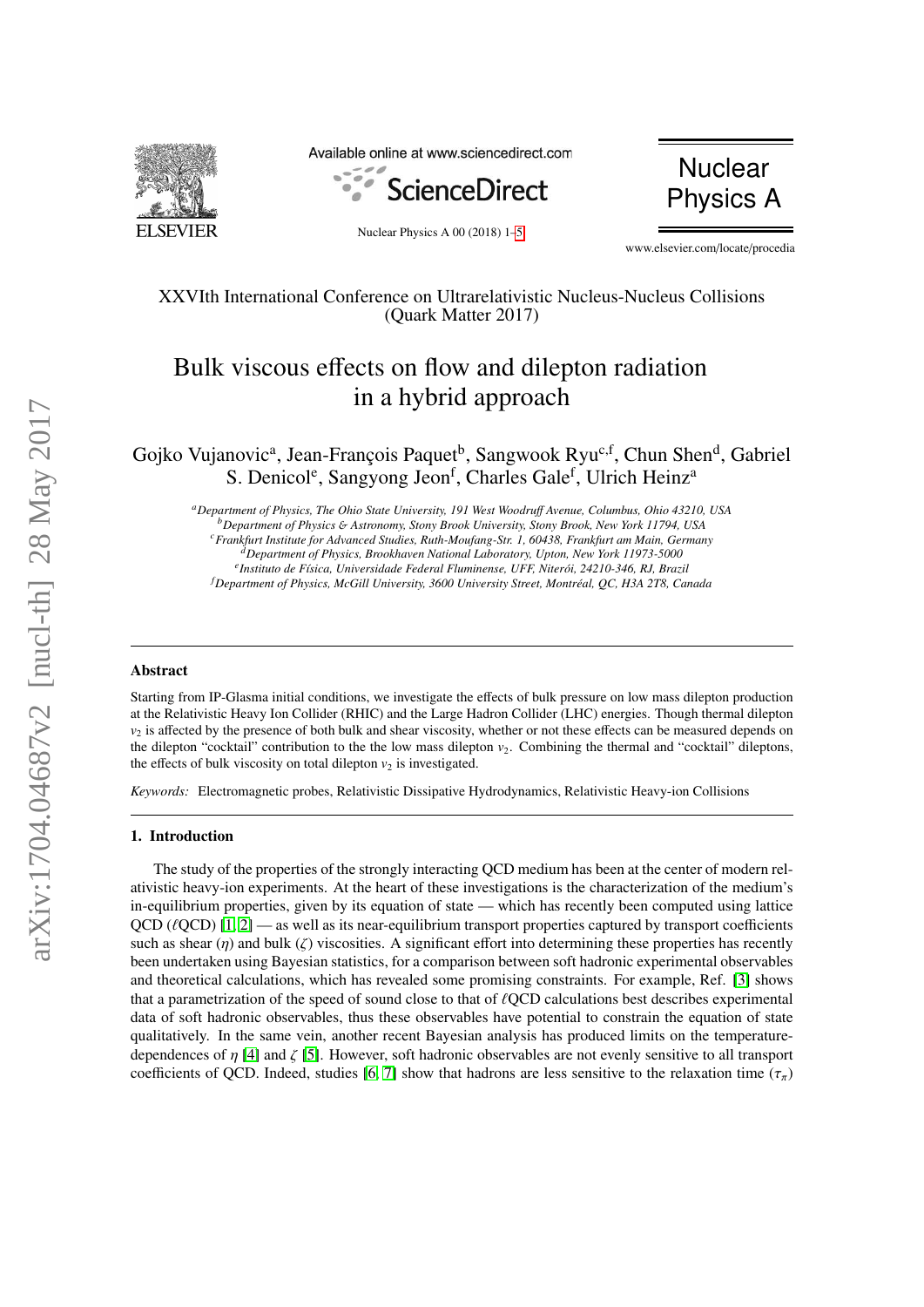XXVIth International Conference on Ultrarelativistic Nucleus-Nucleus Collisions (Quark Matter 2017)

# Bulk viscous effects on flow and dilepton radiation in a hybrid approach

Gojko Vujanovic[a], Jean-François Paquet[b], Sangwook Ryu[c,f], Chun Shen[d], Gabriel S. Denicol[e], Sangyong Jeon[f], Charles Gale[f], Ulrich Heinz[a]

[a] *Department of Physics, The Ohio State University, 191 West Woodruff Avenue, Columbus, Ohio 43210, USA*
[b] *Department of Physics & Astronomy, Stony Brook University, Stony Brook, New York 11794, USA*
[c] *Frankfurt Institute for Advanced Studies, Ruth-Moufang-Str. 1, 60438, Frankfurt am Main, Germany*
[d] *Department of Physics, Brookhaven National Laboratory, Upton, New York 11973-5000*
[e] *Instituto de Física, Universidade Federal Fluminense, UFF, Niterói, 24210-346, RJ, Brazil*
[f] *Department of Physics, McGill University, 3600 University Street, Montréal, QC, H3A 2T8, Canada*

## Abstract

Starting from IP-Glasma initial conditions, we investigate the effects of bulk pressure on low mass dilepton production at the Relativistic Heavy Ion Collider (RHIC) and the Large Hadron Collider (LHC) energies. Though thermal dilepton $v_2$ is affected by the presence of both bulk and shear viscosity, whether or not these effects can be measured depends on the dilepton "cocktail" contribution to the the low mass dilepton $v_2$. Combining the thermal and "cocktail" dileptons, the effects of bulk viscosity on total dilepton $v_2$ is investigated.

*Keywords:* Electromagnetic probes, Relativistic Dissipative Hydrodynamics, Relativistic Heavy-ion Collisions

## 1. Introduction

The study of the properties of the strongly interacting QCD medium has been at the center of modern relativistic heavy-ion experiments. At the heart of these investigations is the characterization of the medium's in-equilibrium properties, given by its equation of state — which has recently been computed using lattice QCD ($\ell$QCD) [1, 2] — as well as its near-equilibrium transport properties captured by transport coefficients such as shear ($\eta$) and bulk ($\zeta$) viscosities. A significant effort into determining these properties has recently been undertaken using Bayesian statistics, for a comparison between soft hadronic experimental observables and theoretical calculations, which has revealed some promising constraints. For example, Ref. [3] shows that a parametrization of the speed of sound close to that of $\ell$QCD calculations best describes experimental data of soft hadronic observables, thus these observables have potential to constrain the equation of state qualitatively. In the same vein, another recent Bayesian analysis has produced limits on the temperature-dependences of $\eta$ [4] and $\zeta$ [5]. However, soft hadronic observables are not evenly sensitive to all transport coefficients of QCD. Indeed, studies [6, 7] show that hadrons are less sensitive to the relaxation time ($\tau_\pi$)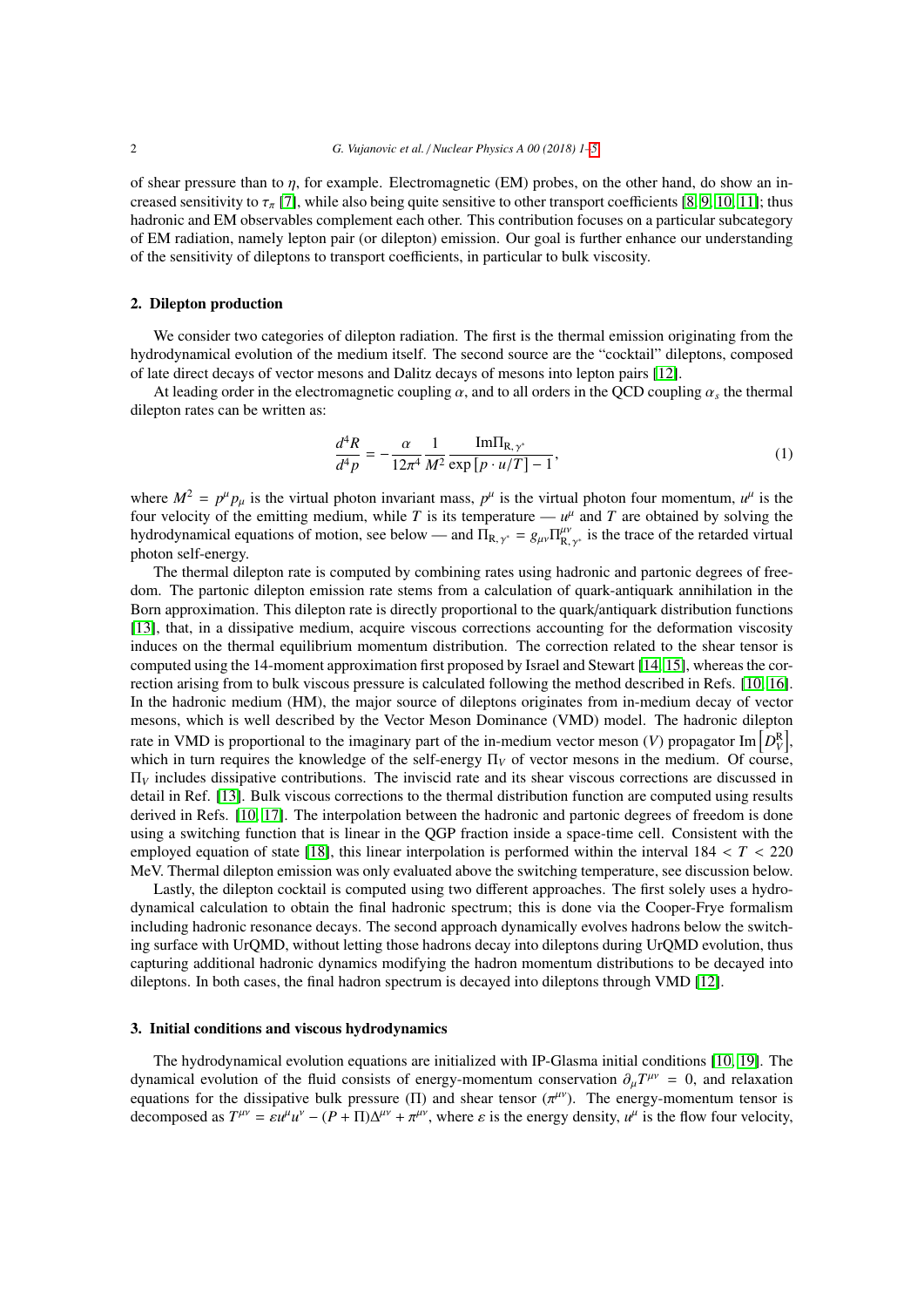of shear pressure than to $\eta$, for example. Electromagnetic (EM) probes, on the other hand, do show an increased sensitivity to $\tau_\pi$ [7], while also being quite sensitive to other transport coefficients [8, 9, 10, 11]; thus hadronic and EM observables complement each other. This contribution focuses on a particular subcategory of EM radiation, namely lepton pair (or dilepton) emission. Our goal is further enhance our understanding of the sensitivity of dileptons to transport coefficients, in particular to bulk viscosity.

## 2. Dilepton production

We consider two categories of dilepton radiation. The first is the thermal emission originating from the hydrodynamical evolution of the medium itself. The second source are the "cocktail" dileptons, composed of late direct decays of vector mesons and Dalitz decays of mesons into lepton pairs [12].

At leading order in the electromagnetic coupling $\alpha$, and to all orders in the QCD coupling $\alpha_s$ the thermal dilepton rates can be written as:

$$\frac{d^4R}{d^4p} = -\frac{\alpha}{12\pi^4}\frac{1}{M^2}\frac{\text{Im}\Pi_{\text{R},\gamma^*}}{\exp\left[p\cdot u/T\right]-1}, \tag{1}$$

where $M^2 = p^\mu p_\mu$ is the virtual photon invariant mass, $p^\mu$ is the virtual photon four momentum, $u^\mu$ is the four velocity of the emitting medium, while $T$ is its temperature — $u^\mu$ and $T$ are obtained by solving the hydrodynamical equations of motion, see below — and $\Pi_{\text{R},\gamma^*} = g_{\mu\nu}\Pi^{\mu\nu}_{\text{R},\gamma^*}$ is the trace of the retarded virtual photon self-energy.

The thermal dilepton rate is computed by combining rates using hadronic and partonic degrees of freedom. The partonic dilepton emission rate stems from a calculation of quark-antiquark annihilation in the Born approximation. This dilepton rate is directly proportional to the quark/antiquark distribution functions [13], that, in a dissipative medium, acquire viscous corrections accounting for the deformation viscosity induces on the thermal equilibrium momentum distribution. The correction related to the shear tensor is computed using the 14-moment approximation first proposed by Israel and Stewart [14, 15], whereas the correction arising from to bulk viscous pressure is calculated following the method described in Refs. [10, 16]. In the hadronic medium (HM), the major source of dileptons originates from in-medium decay of vector mesons, which is well described by the Vector Meson Dominance (VMD) model. The hadronic dilepton rate in VMD is proportional to the imaginary part of the in-medium vector meson ($V$) propagator $\text{Im}\left[D^{\text{R}}_V\right]$, which in turn requires the knowledge of the self-energy $\Pi_V$ of vector mesons in the medium. Of course, $\Pi_V$ includes dissipative contributions. The inviscid rate and its shear viscous corrections are discussed in detail in Ref. [13]. Bulk viscous corrections to the thermal distribution function are computed using results derived in Refs. [10, 17]. The interpolation between the hadronic and partonic degrees of freedom is done using a switching function that is linear in the QGP fraction inside a space-time cell. Consistent with the employed equation of state [18], this linear interpolation is performed within the interval $184 < T < 220$ MeV. Thermal dilepton emission was only evaluated above the switching temperature, see discussion below.

Lastly, the dilepton cocktail is computed using two different approaches. The first solely uses a hydrodynamical calculation to obtain the final hadronic spectrum; this is done via the Cooper-Frye formalism including hadronic resonance decays. The second approach dynamically evolves hadrons below the switching surface with UrQMD, without letting those hadrons decay into dileptons during UrQMD evolution, thus capturing additional hadronic dynamics modifying the hadron momentum distributions to be decayed into dileptons. In both cases, the final hadron spectrum is decayed into dileptons through VMD [12].

## 3. Initial conditions and viscous hydrodynamics

The hydrodynamical evolution equations are initialized with IP-Glasma initial conditions [10, 19]. The dynamical evolution of the fluid consists of energy-momentum conservation $\partial_\mu T^{\mu\nu} = 0$, and relaxation equations for the dissipative bulk pressure ($\Pi$) and shear tensor ($\pi^{\mu\nu}$). The energy-momentum tensor is decomposed as $T^{\mu\nu} = \varepsilon u^\mu u^\nu - (P + \Pi)\Delta^{\mu\nu} + \pi^{\mu\nu}$, where $\varepsilon$ is the energy density, $u^\mu$ is the flow four velocity,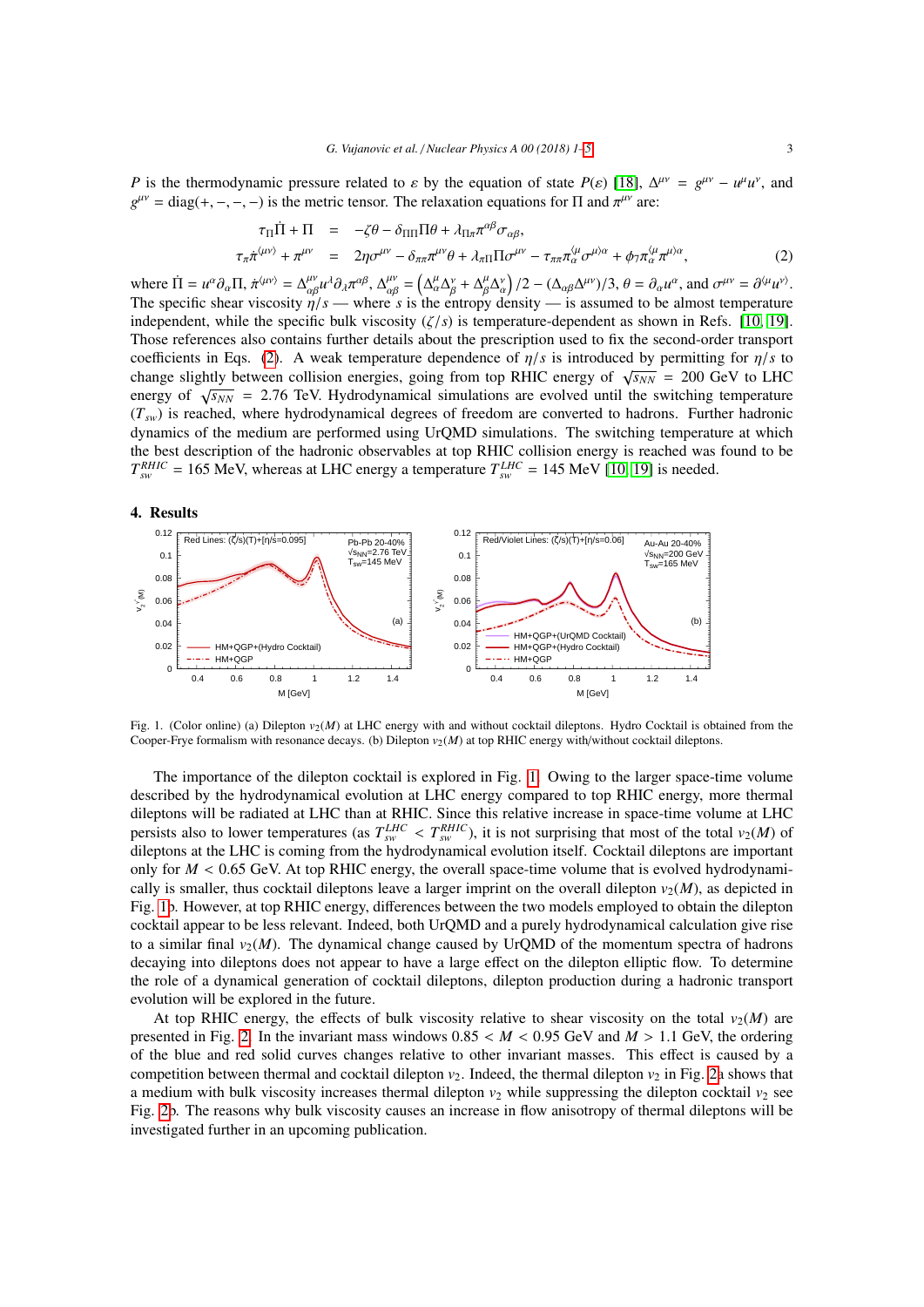$P$ is the thermodynamic pressure related to $\varepsilon$ by the equation of state $P(\varepsilon)$ [18], $\Delta^{\mu\nu} = g^{\mu\nu} - u^\mu u^\nu$, and $g^{\mu\nu} = \text{diag}(+,-,-,-)$ is the metric tensor. The relaxation equations for $\Pi$ and $\pi^{\mu\nu}$ are:

$$
\begin{aligned}
\tau_\Pi \dot{\Pi} + \Pi &= -\zeta\theta - \delta_{\Pi\Pi}\Pi\theta + \lambda_{\Pi\pi}\pi^{\alpha\beta}\sigma_{\alpha\beta}, \\
\tau_\pi \dot{\pi}^{\langle\mu\nu\rangle} + \pi^{\mu\nu} &= 2\eta\sigma^{\mu\nu} - \delta_{\pi\pi}\pi^{\mu\nu}\theta + \lambda_{\pi\Pi}\Pi\sigma^{\mu\nu} - \tau_{\pi\pi}\pi_\alpha^{\langle\mu}\sigma^{\nu\rangle\alpha} + \phi_7\pi_\alpha^{\langle\mu}\pi^{\nu\rangle\alpha},
\end{aligned}
\tag{2}
$$

where $\dot{\Pi} = u^\alpha\partial_\alpha\Pi$, $\dot{\pi}^{\langle\mu\nu\rangle} = \Delta^{\mu\nu}_{\alpha\beta}u^\lambda\partial_\lambda\pi^{\alpha\beta}$, $\Delta^{\mu\nu}_{\alpha\beta} = \left(\Delta^\mu_\alpha\Delta^\nu_\beta + \Delta^\mu_\beta\Delta^\nu_\alpha\right)/2 - (\Delta_{\alpha\beta}\Delta^{\mu\nu})/3$, $\theta = \partial_\alpha u^\alpha$, and $\sigma^{\mu\nu} = \partial^{\langle\mu}u^{\nu\rangle}$. The specific shear viscosity $\eta/s$ — where $s$ is the entropy density — is assumed to be almost temperature independent, while the specific bulk viscosity $(\zeta/s)$ is temperature-dependent as shown in Refs. [10, 19]. Those references also contains further details about the prescription used to fix the second-order transport coefficients in Eqs. (2). A weak temperature dependence of $\eta/s$ is introduced by permitting for $\eta/s$ to change slightly between collision energies, going from top RHIC energy of $\sqrt{s_{NN}} = 200$ GeV to LHC energy of $\sqrt{s_{NN}} = 2.76$ TeV. Hydrodynamical simulations are evolved until the switching temperature $(T_{sw})$ is reached, where hydrodynamical degrees of freedom are converted to hadrons. Further hadronic dynamics of the medium are performed using UrQMD simulations. The switching temperature at which the best description of the hadronic observables at top RHIC collision energy is reached was found to be $T_{sw}^{RHIC} = 165$ MeV, whereas at LHC energy a temperature $T_{sw}^{LHC} = 145$ MeV [10, 19] is needed.

## 4. Results

Fig. 1. (Color online) (a) Dilepton $v_2(M)$ at LHC energy with and without cocktail dileptons. Hydro Cocktail is obtained from the Cooper-Frye formalism with resonance decays. (b) Dilepton $v_2(M)$ at top RHIC energy with/without cocktail dileptons.

The importance of the dilepton cocktail is explored in Fig. 1. Owing to the larger space-time volume described by the hydrodynamical evolution at LHC energy compared to top RHIC energy, more thermal dileptons will be radiated at LHC than at RHIC. Since this relative increase in space-time volume at LHC persists also to lower temperatures (as $T_{sw}^{LHC} < T_{sw}^{RHIC}$), it is not surprising that most of the total $v_2(M)$ of dileptons at the LHC is coming from the hydrodynamical evolution itself. Cocktail dileptons are important only for $M < 0.65$ GeV. At top RHIC energy, the overall space-time volume that is evolved hydrodynamically is smaller, thus cocktail dileptons leave a larger imprint on the overall dilepton $v_2(M)$, as depicted in Fig. 1b. However, at top RHIC energy, differences between the two models employed to obtain the dilepton cocktail appear to be less relevant. Indeed, both UrQMD and a purely hydrodynamical calculation give rise to a similar final $v_2(M)$. The dynamical change caused by UrQMD of the momentum spectra of hadrons decaying into dileptons does not appear to have a large effect on the dilepton elliptic flow. To determine the role of a dynamical generation of cocktail dileptons, dilepton production during a hadronic transport evolution will be explored in the future.

At top RHIC energy, the effects of bulk viscosity relative to shear viscosity on the total $v_2(M)$ are presented in Fig. 2. In the invariant mass windows $0.85 < M < 0.95$ GeV and $M > 1.1$ GeV, the ordering of the blue and red solid curves changes relative to other invariant masses. This effect is caused by a competition between thermal and cocktail dilepton $v_2$. Indeed, the thermal dilepton $v_2$ in Fig. 2a shows that a medium with bulk viscosity increases thermal dilepton $v_2$ while suppressing the dilepton cocktail $v_2$ see Fig. 2b. The reasons why bulk viscosity causes an increase in flow anisotropy of thermal dileptons will be investigated further in an upcoming publication.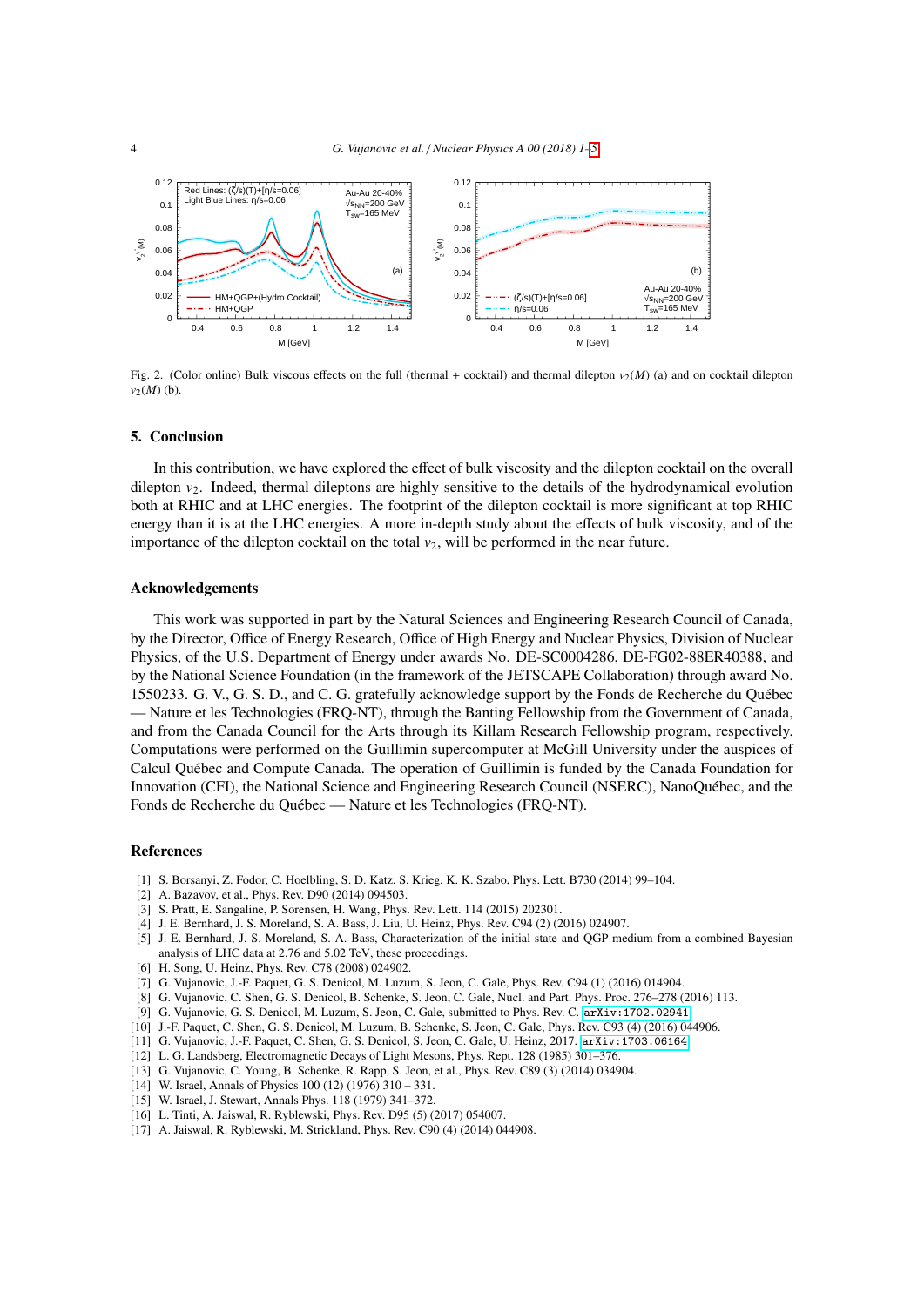Fig. 2. (Color online) Bulk viscous effects on the full (thermal + cocktail) and thermal dilepton $v_2(M)$ (a) and on cocktail dilepton $v_2(M)$ (b).

## 5. Conclusion

In this contribution, we have explored the effect of bulk viscosity and the dilepton cocktail on the overall dilepton $v_2$. Indeed, thermal dileptons are highly sensitive to the details of the hydrodynamical evolution both at RHIC and at LHC energies. The footprint of the dilepton cocktail is more significant at top RHIC energy than it is at the LHC energies. A more in-depth study about the effects of bulk viscosity, and of the importance of the dilepton cocktail on the total $v_2$, will be performed in the near future.

## Acknowledgements

This work was supported in part by the Natural Sciences and Engineering Research Council of Canada, by the Director, Office of Energy Research, Office of High Energy and Nuclear Physics, Division of Nuclear Physics, of the U.S. Department of Energy under awards No. DE-SC0004286, DE-FG02-88ER40388, and by the National Science Foundation (in the framework of the JETSCAPE Collaboration) through award No. 1550233. G. V., G. S. D., and C. G. gratefully acknowledge support by the Fonds de Recherche du Québec — Nature et les Technologies (FRQ-NT), through the Banting Fellowship from the Government of Canada, and from the Canada Council for the Arts through its Killam Research Fellowship program, respectively. Computations were performed on the Guillimin supercomputer at McGill University under the auspices of Calcul Québec and Compute Canada. The operation of Guillimin is funded by the Canada Foundation for Innovation (CFI), the National Science and Engineering Research Council (NSERC), NanoQuébec, and the Fonds de Recherche du Québec — Nature et les Technologies (FRQ-NT).

## References

[1] S. Borsanyi, Z. Fodor, C. Hoelbling, S. D. Katz, S. Krieg, K. K. Szabo, Phys. Lett. B730 (2014) 99–104.

[2] A. Bazavov, et al., Phys. Rev. D90 (2014) 094503.

[3] S. Pratt, E. Sangaline, P. Sorensen, H. Wang, Phys. Rev. Lett. 114 (2015) 202301.

[4] J. E. Bernhard, J. S. Moreland, S. A. Bass, J. Liu, U. Heinz, Phys. Rev. C94 (2) (2016) 024907.

[5] J. E. Bernhard, J. S. Moreland, S. A. Bass, Characterization of the initial state and QGP medium from a combined Bayesian analysis of LHC data at 2.76 and 5.02 TeV, these proceedings.

[6] H. Song, U. Heinz, Phys. Rev. C78 (2008) 024902.

[7] G. Vujanovic, J.-F. Paquet, G. S. Denicol, M. Luzum, S. Jeon, C. Gale, Phys. Rev. C94 (1) (2016) 014904.

[8] G. Vujanovic, C. Shen, G. S. Denicol, B. Schenke, S. Jeon, C. Gale, Nucl. and Part. Phys. Proc. 276–278 (2016) 113.

[9] G. Vujanovic, G. S. Denicol, M. Luzum, S. Jeon, C. Gale, submitted to Phys. Rev. C. arXiv:1702.02941

[10] J.-F. Paquet, C. Shen, G. S. Denicol, M. Luzum, B. Schenke, S. Jeon, C. Gale, Phys. Rev. C93 (4) (2016) 044906.

[11] G. Vujanovic, J.-F. Paquet, C. Shen, G. S. Denicol, S. Jeon, C. Gale, U. Heinz, 2017. arXiv:1703.06164

[12] L. G. Landsberg, Electromagnetic Decays of Light Mesons, Phys. Rept. 128 (1985) 301–376.

[13] G. Vujanovic, C. Young, B. Schenke, R. Rapp, S. Jeon, et al., Phys. Rev. C89 (3) (2014) 034904.

[14] W. Israel, Annals of Physics 100 (12) (1976) 310 – 331.

[15] W. Israel, J. Stewart, Annals Phys. 118 (1979) 341–372.

[16] L. Tinti, A. Jaiswal, R. Ryblewski, Phys. Rev. D95 (5) (2017) 054007.

[17] A. Jaiswal, R. Ryblewski, M. Strickland, Phys. Rev. C90 (4) (2014) 044908.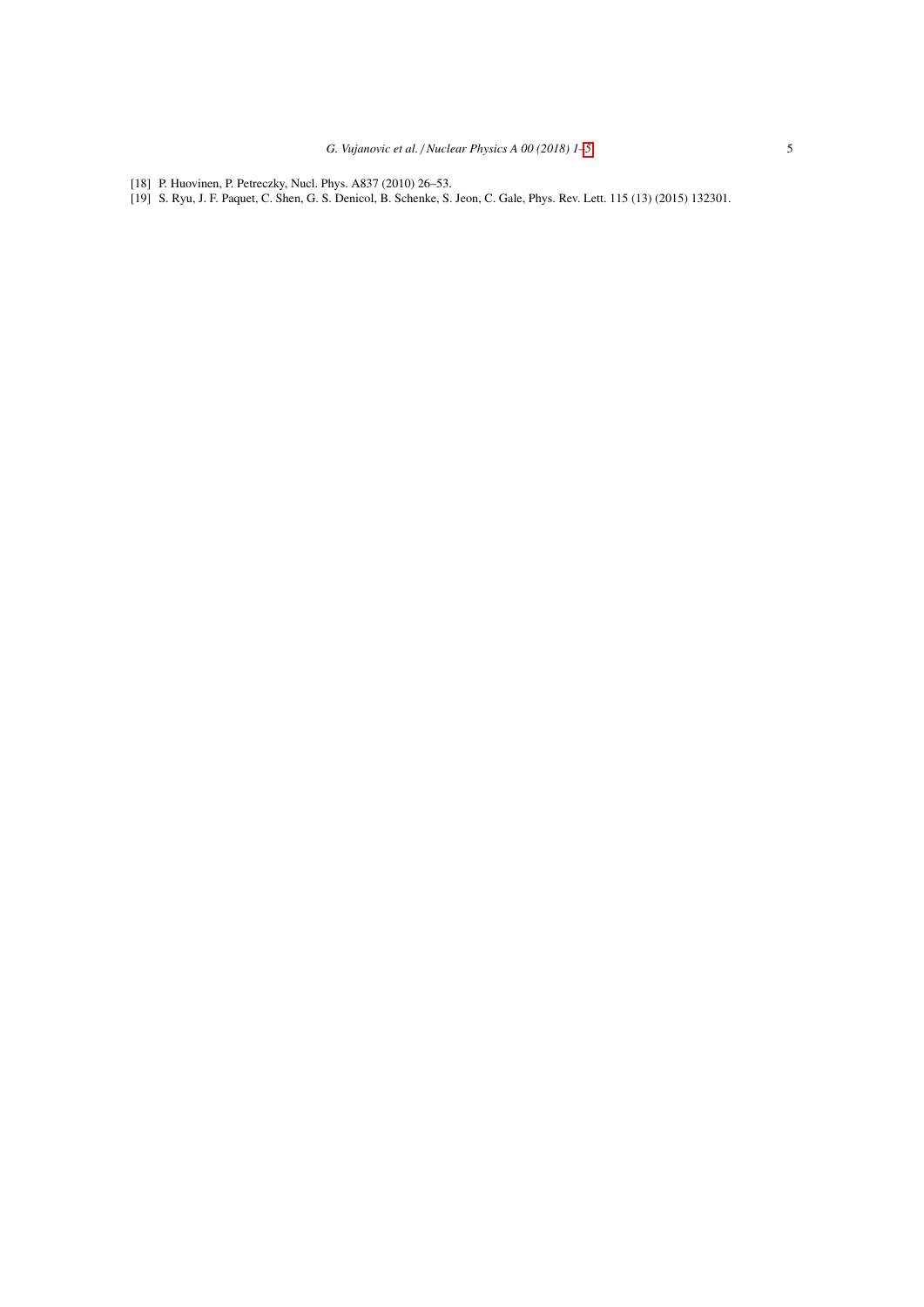[18] P. Huovinen, P. Petreczky, Nucl. Phys. A837 (2010) 26–53.

[19] S. Ryu, J. F. Paquet, C. Shen, G. S. Denicol, B. Schenke, S. Jeon, C. Gale, Phys. Rev. Lett. 115 (13) (2015) 132301.